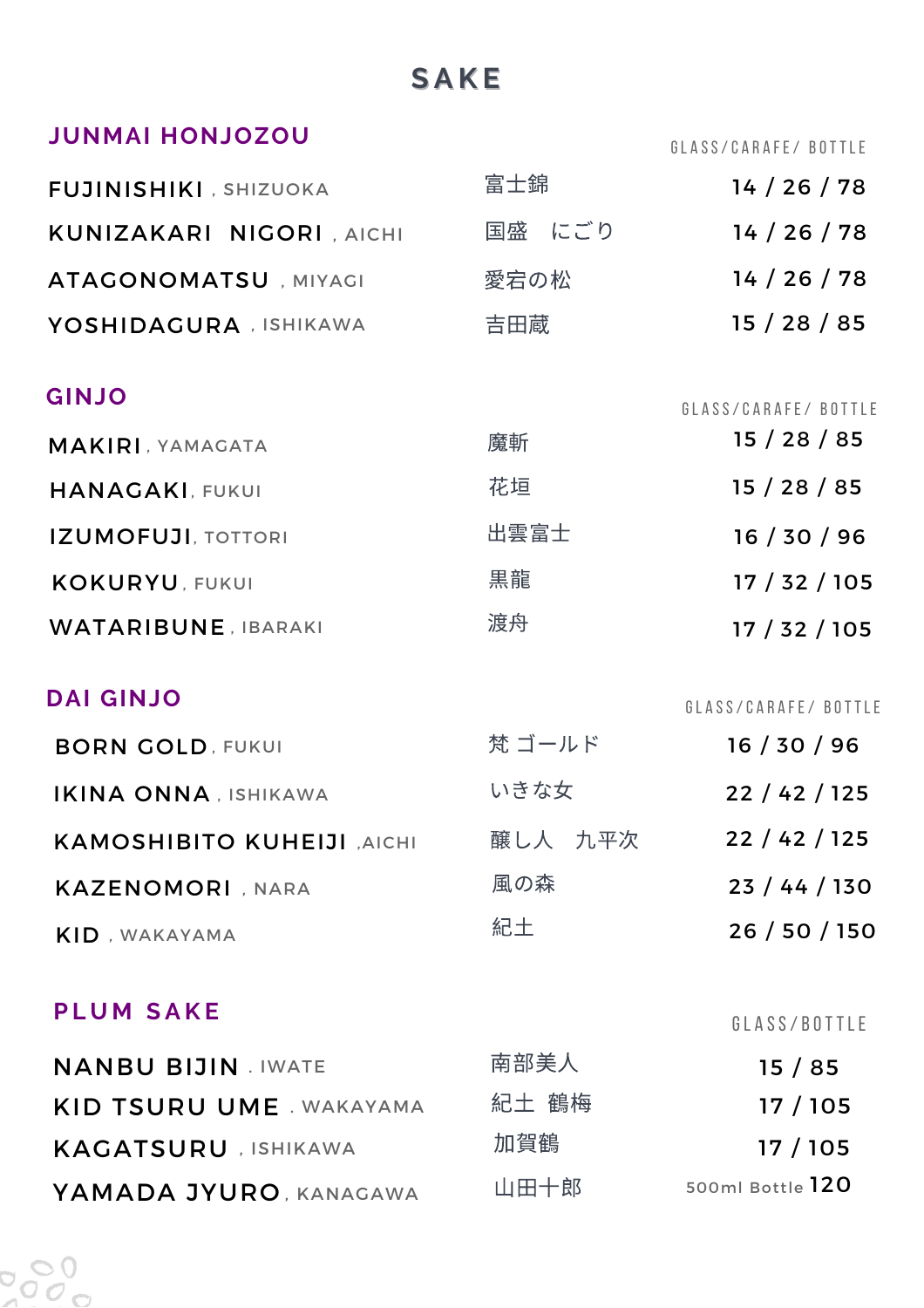# SAKE

## JUNMAI HONJOZOU

| | | GLASS/CARAFE/ BOTTLE |
|---|---|---|
| FUJINISHIKI , SHIZUOKA | 富士錦 | 14 / 26 / 78 |
| KUNIZAKARI NIGORI , AICHI | 国盛　にごり | 14 / 26 / 78 |
| ATAGONOMATSU , MIYAGI | 愛宕の松 | 14 / 26 / 78 |
| YOSHIDAGURA , ISHIKAWA | 吉田蔵 | 15 / 28 / 85 |

## GINJO

| | | GLASS/CARAFE/ BOTTLE |
|---|---|---|
| MAKIRI, YAMAGATA | 魔斬 | 15 / 28 / 85 |
| HANAGAKI, FUKUI | 花垣 | 15 / 28 / 85 |
| IZUMOFUJI, TOTTORI | 出雲富士 | 16 / 30 / 96 |
| KOKURYU, FUKUI | 黒龍 | 17 / 32 / 105 |
| WATARIBUNE, IBARAKI | 渡舟 | 17 / 32 / 105 |

## DAI GINJO

| | | GLASS/CARAFE/ BOTTLE |
|---|---|---|
| BORN GOLD, FUKUI | 梵 ゴールド | 16 / 30 / 96 |
| IKINA ONNA , ISHIKAWA | いきな女 | 22 / 42 / 125 |
| KAMOSHIBITO KUHEIJI ,AICHI | 醸し人　九平次 | 22 / 42 / 125 |
| KAZENOMORI , NARA | 風の森 | 23 / 44 / 130 |
| KID , WAKAYAMA | 紀土 | 26 / 50 / 150 |

## PLUM SAKE

| | | GLASS/BOTTLE |
|---|---|---|
| NANBU BIJIN . IWATE | 南部美人 | 15 / 85 |
| KID TSURU UME . WAKAYAMA | 紀土 鶴梅 | 17 / 105 |
| KAGATSURU , ISHIKAWA | 加賀鶴 | 17 / 105 |
| YAMADA JYURO, KANAGAWA | 山田十郎 | 500ml Bottle 120 |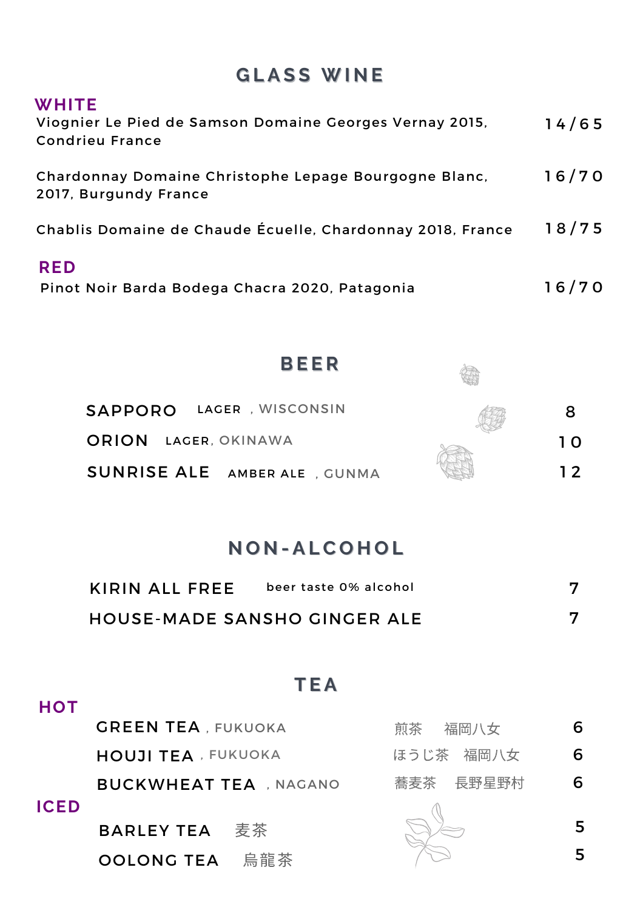## GLASS WINE

### WHITE

| | |
|---|---|
| Viognier Le Pied de Samson Domaine Georges Vernay 2015, Condrieu France | 14/65 |
| Chardonnay Domaine Christophe Lepage Bourgogne Blanc, 2017, Burgundy France | 16/70 |
| Chablis Domaine de Chaude Écuelle, Chardonnay 2018, France | 18/75 |

### RED

| | |
|---|---|
| Pinot Noir Barda Bodega Chacra 2020, Patagonia | 16/70 |

## BEER

| | | |
|---|---|---|
| SAPPORO | LAGER , WISCONSIN | 8 |
| ORION | LAGER, OKINAWA | 10 |
| SUNRISE ALE | AMBER ALE , GUNMA | 12 |

## NON-ALCOHOL

| | | |
|---|---|---|
| KIRIN ALL FREE | beer taste 0% alcohol | 7 |
| HOUSE-MADE SANSHO GINGER ALE | | 7 |

## TEA

### HOT

| | | |
|---|---|---|
| GREEN TEA , FUKUOKA | 煎茶　福岡八女 | 6 |
| HOUJI TEA , FUKUOKA | ほうじ茶　福岡八女 | 6 |
| BUCKWHEAT TEA , NAGANO | 蕎麦茶　長野星野村 | 6 |

### ICED

| | | |
|---|---|---|
| BARLEY TEA | 麦茶 | 5 |
| OOLONG TEA | 烏龍茶 | 5 |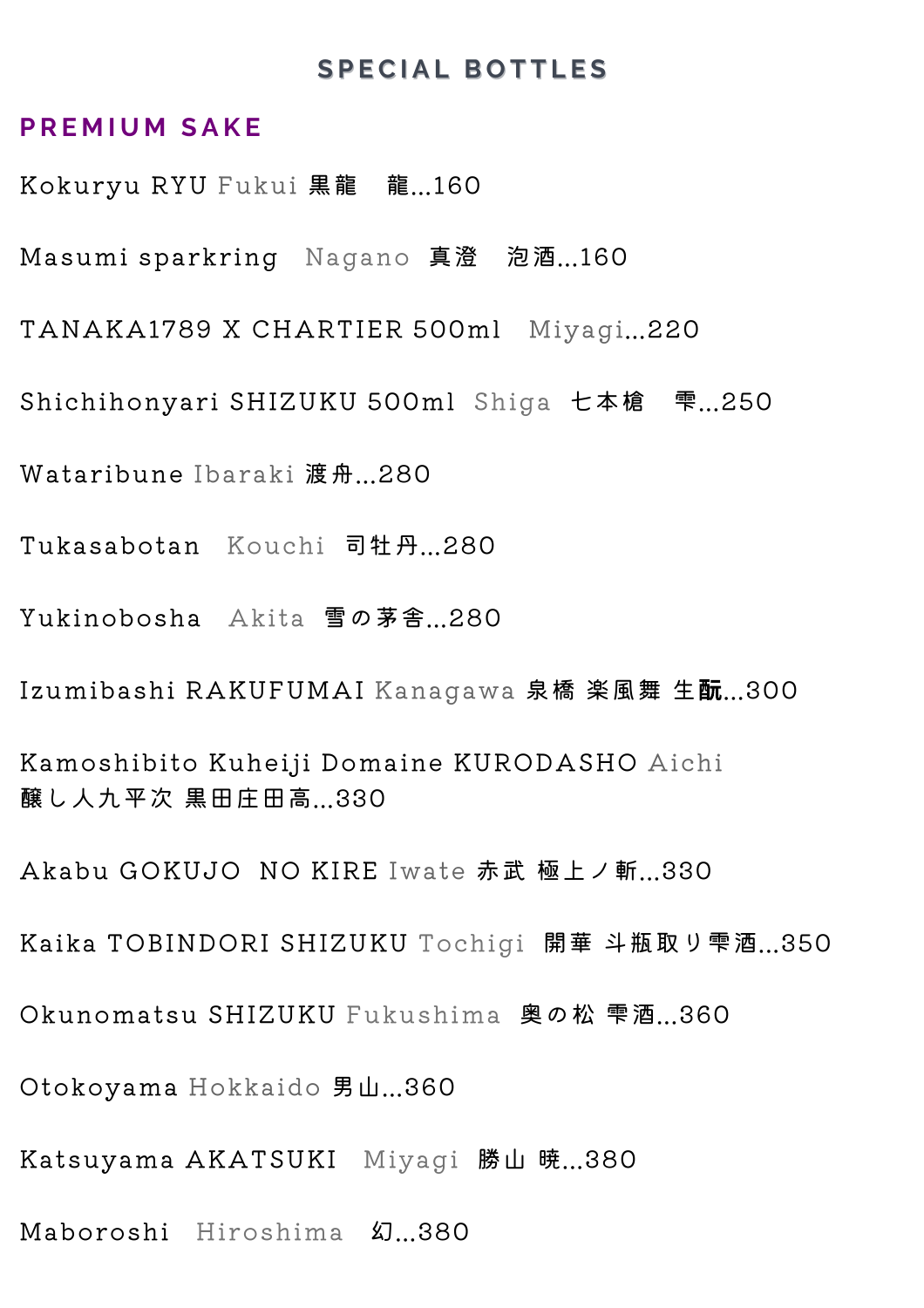## SPECIAL BOTTLES

### PREMIUM SAKE

Kokuryu RYU Fukui 黒龍　龍...160

Masumi sparkring　Nagano　真澄　泡酒...160

TANAKA1789 X CHARTIER 500ml　Miyagi...220

Shichihonyari SHIZUKU 500ml　Shiga　七本槍　雫...250

Wataribune Ibaraki 渡舟...280

Tukasabotan　Kouchi　司牡丹...280

Yukinobosha　Akita　雪の茅舎...280

Izumibashi RAKUFUMAI Kanagawa 泉橋 楽風舞 生酛...300

Kamoshibito Kuheiji Domaine KURODASHO Aichi
醸し人九平次 黒田庄田高...330

Akabu GOKUJO　NO KIRE Iwate 赤武 極上ノ斬...330

Kaika TOBINDORI SHIZUKU Tochigi　開華 斗瓶取り雫酒...350

Okunomatsu SHIZUKU Fukushima　奥の松 雫酒...360

Otokoyama Hokkaido 男山...360

Katsuyama AKATSUKI　Miyagi　勝山 暁...380

Maboroshi　Hiroshima　幻...380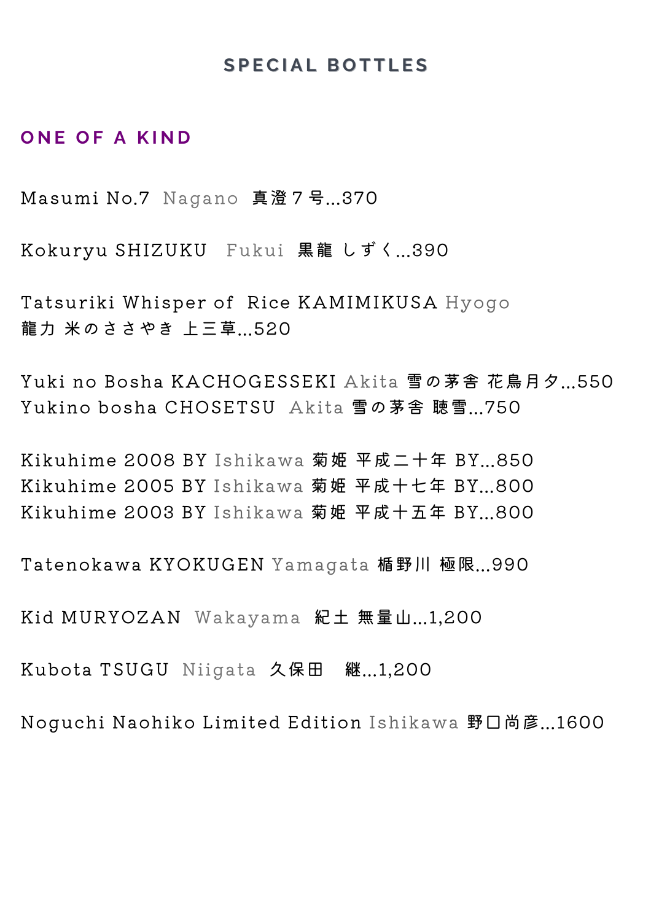# SPECIAL BOTTLES

## ONE OF A KIND

Masumi No.7 Nagano 真澄７号...370

Kokuryu SHIZUKU Fukui 黒龍 しずく...390

Tatsuriki Whisper of Rice KAMIMIKUSA Hyogo
龍力 米のささやき 上三草...520

Yuki no Bosha KACHOGESSEKI Akita 雪の茅舎 花鳥月夕...550
Yukino bosha CHOSETSU Akita 雪の茅舎 聴雪...750

Kikuhime 2008 BY Ishikawa 菊姫 平成二十年 BY...850
Kikuhime 2005 BY Ishikawa 菊姫 平成十七年 BY...800
Kikuhime 2003 BY Ishikawa 菊姫 平成十五年 BY...800

Tatenokawa KYOKUGEN Yamagata 楯野川 極限...990

Kid MURYOZAN Wakayama 紀土 無量山...1,200

Kubota TSUGU Niigata 久保田 継...1,200

Noguchi Naohiko Limited Edition Ishikawa 野口尚彦...1600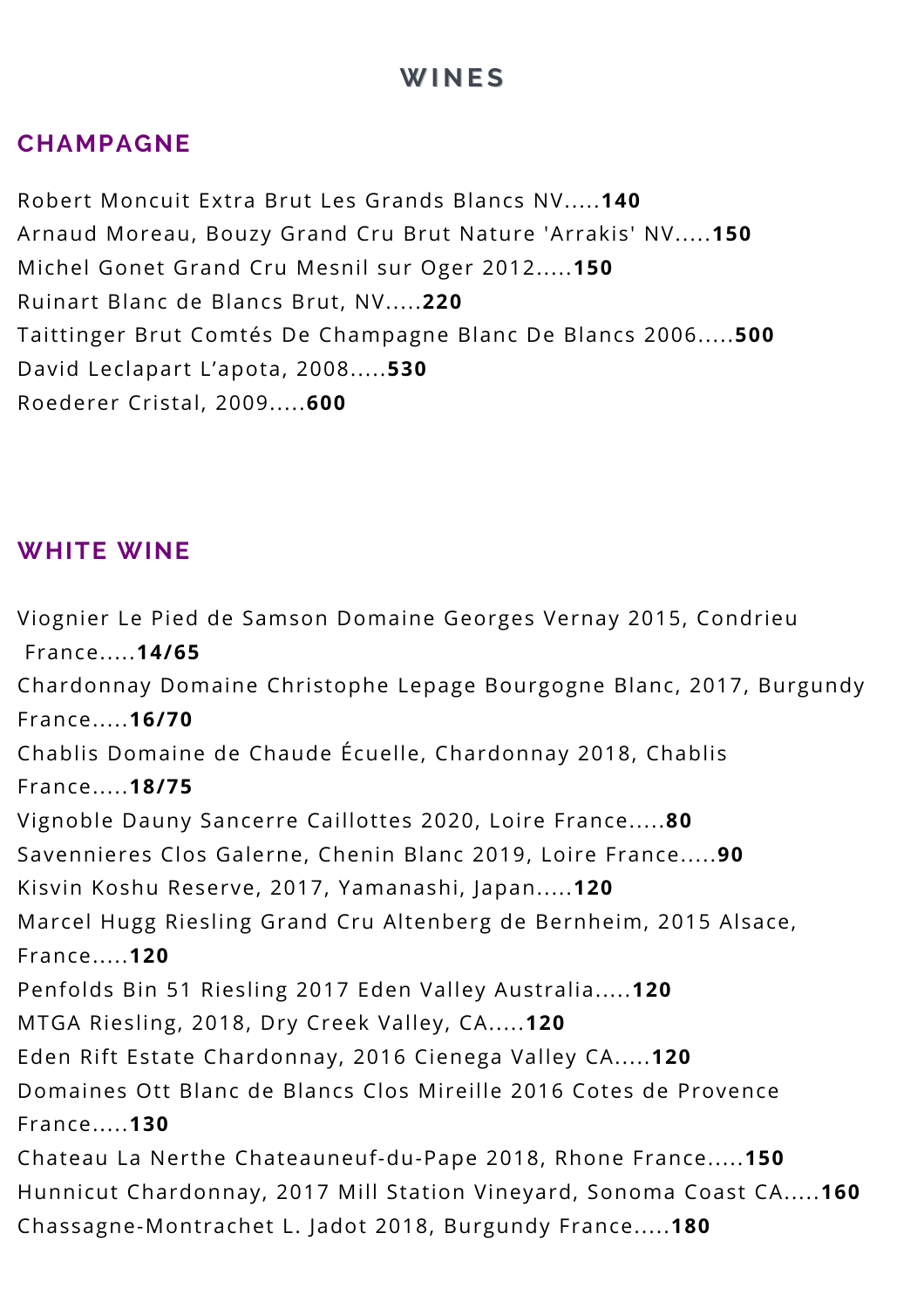# WINES

## CHAMPAGNE

Robert Moncuit Extra Brut Les Grands Blancs NV.....**140**
Arnaud Moreau, Bouzy Grand Cru Brut Nature 'Arrakis' NV.....**150**
Michel Gonet Grand Cru Mesnil sur Oger 2012.....**150**
Ruinart Blanc de Blancs Brut, NV.....**220**
Taittinger Brut Comtés De Champagne Blanc De Blancs 2006.....**500**
David Leclapart L'apota, 2008.....**530**
Roederer Cristal, 2009.....**600**

## WHITE WINE

Viognier Le Pied de Samson Domaine Georges Vernay 2015, Condrieu France.....**14/65**
Chardonnay Domaine Christophe Lepage Bourgogne Blanc, 2017, Burgundy France.....**16/70**
Chablis Domaine de Chaude Écuelle, Chardonnay 2018, Chablis France.....**18/75**
Vignoble Dauny Sancerre Caillottes 2020, Loire France.....**80**
Savennieres Clos Galerne, Chenin Blanc 2019, Loire France.....**90**
Kisvin Koshu Reserve, 2017, Yamanashi, Japan.....**120**
Marcel Hugg Riesling Grand Cru Altenberg de Bernheim, 2015 Alsace, France.....**120**
Penfolds Bin 51 Riesling 2017 Eden Valley Australia.....**120**
MTGA Riesling, 2018, Dry Creek Valley, CA.....**120**
Eden Rift Estate Chardonnay, 2016 Cienega Valley CA.....**120**
Domaines Ott Blanc de Blancs Clos Mireille 2016 Cotes de Provence France.....**130**
Chateau La Nerthe Chateauneuf-du-Pape 2018, Rhone France.....**150**
Hunnicut Chardonnay, 2017 Mill Station Vineyard, Sonoma Coast CA.....**160**
Chassagne-Montrachet L. Jadot 2018, Burgundy France.....**180**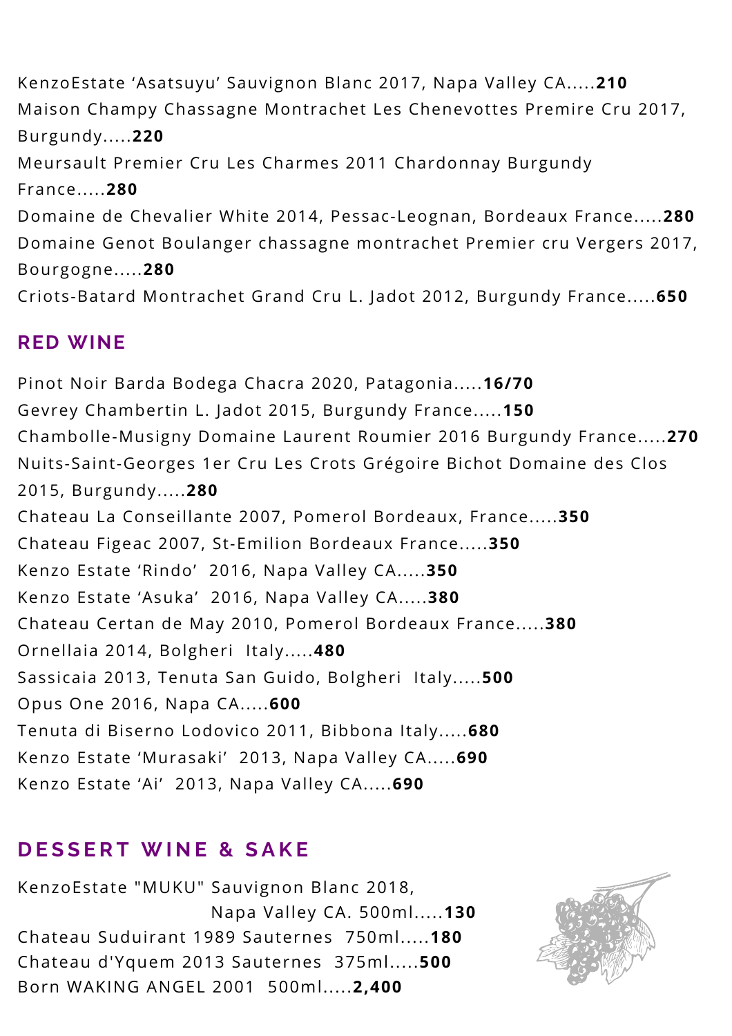KenzoEstate 'Asatsuyu' Sauvignon Blanc 2017, Napa Valley CA.....**210**

Maison Champy Chassagne Montrachet Les Chenevottes Premire Cru 2017, Burgundy.....**220**

Meursault Premier Cru Les Charmes 2011 Chardonnay Burgundy France.....**280**

Domaine de Chevalier White 2014, Pessac-Leognan, Bordeaux France.....**280**

Domaine Genot Boulanger chassagne montrachet Premier cru Vergers 2017, Bourgogne.....**280**

Criots-Batard Montrachet Grand Cru L. Jadot 2012, Burgundy France.....**650**

## RED WINE

Pinot Noir Barda Bodega Chacra 2020, Patagonia.....**16/70**

Gevrey Chambertin L. Jadot 2015, Burgundy France.....**150**

Chambolle-Musigny Domaine Laurent Roumier 2016 Burgundy France.....**270**

Nuits-Saint-Georges 1er Cru Les Crots Grégoire Bichot Domaine des Clos 2015, Burgundy.....**280**

Chateau La Conseillante 2007, Pomerol Bordeaux, France.....**350**

Chateau Figeac 2007, St-Emilion Bordeaux France.....**350**

Kenzo Estate 'Rindo' 2016, Napa Valley CA.....**350**

Kenzo Estate 'Asuka' 2016, Napa Valley CA.....**380**

Chateau Certan de May 2010, Pomerol Bordeaux France.....**380**

Ornellaia 2014, Bolgheri Italy.....**480**

Sassicaia 2013, Tenuta San Guido, Bolgheri Italy.....**500**

Opus One 2016, Napa CA.....**600**

Tenuta di Biserno Lodovico 2011, Bibbona Italy.....**680**

Kenzo Estate 'Murasaki' 2013, Napa Valley CA.....**690**

Kenzo Estate 'Ai' 2013, Napa Valley CA.....**690**

## DESSERT WINE & SAKE

KenzoEstate "MUKU" Sauvignon Blanc 2018, Napa Valley CA. 500ml.....**130**

Chateau Suduirant 1989 Sauternes 750ml.....**180**

Chateau d'Yquem 2013 Sauternes 375ml.....**500**

Born WAKING ANGEL 2001 500ml.....**2,400**